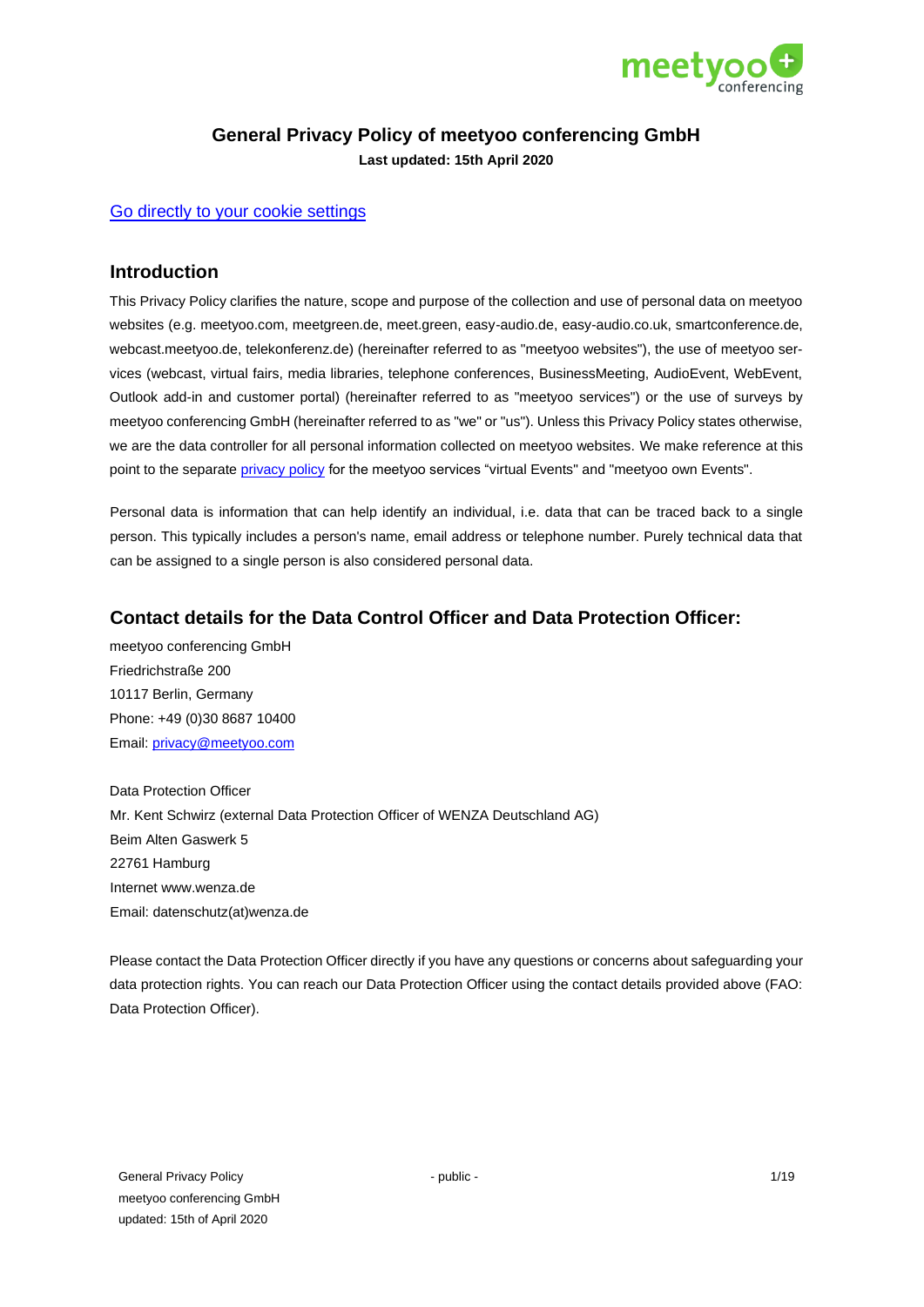# General Privacy Policy of meetyoo conferencing GmbH

**Last updated: 15th April 2020**

[Go directly to your cookie settings]

## Introduction

This Privacy Policy clarifies the nature, scope and purpose of the collection and use of personal data on meetyoo websites (e.g. meetyoo.com, meetgreen.de, meet.green, easy-audio.de, easy-audio.co.uk, smartconference.de, webcast.meetyoo.de, telekonferenz.de) (hereinafter referred to as "meetyoo websites"), the use of meetyoo services (webcast, virtual fairs, media libraries, telephone conferences, BusinessMeeting, AudioEvent, WebEvent, Outlook add-in and customer portal) (hereinafter referred to as "meetyoo services") or the use of surveys by meetyoo conferencing GmbH (hereinafter referred to as "we" or "us"). Unless this Privacy Policy states otherwise, we are the data controller for all personal information collected on meetyoo websites. We make reference at this point to the separate privacy policy for the meetyoo services "virtual Events" and "meetyoo own Events".

Personal data is information that can help identify an individual, i.e. data that can be traced back to a single person. This typically includes a person's name, email address or telephone number. Purely technical data that can be assigned to a single person is also considered personal data.

## Contact details for the Data Control Officer and Data Protection Officer:

meetyoo conferencing GmbH
Friedrichstraße 200
10117 Berlin, Germany
Phone: +49 (0)30 8687 10400
Email: privacy@meetyoo.com

Data Protection Officer
Mr. Kent Schwirz (external Data Protection Officer of WENZA Deutschland AG)
Beim Alten Gaswerk 5
22761 Hamburg
Internet www.wenza.de
Email: datenschutz(at)wenza.de

Please contact the Data Protection Officer directly if you have any questions or concerns about safeguarding your data protection rights. You can reach our Data Protection Officer using the contact details provided above (FAO: Data Protection Officer).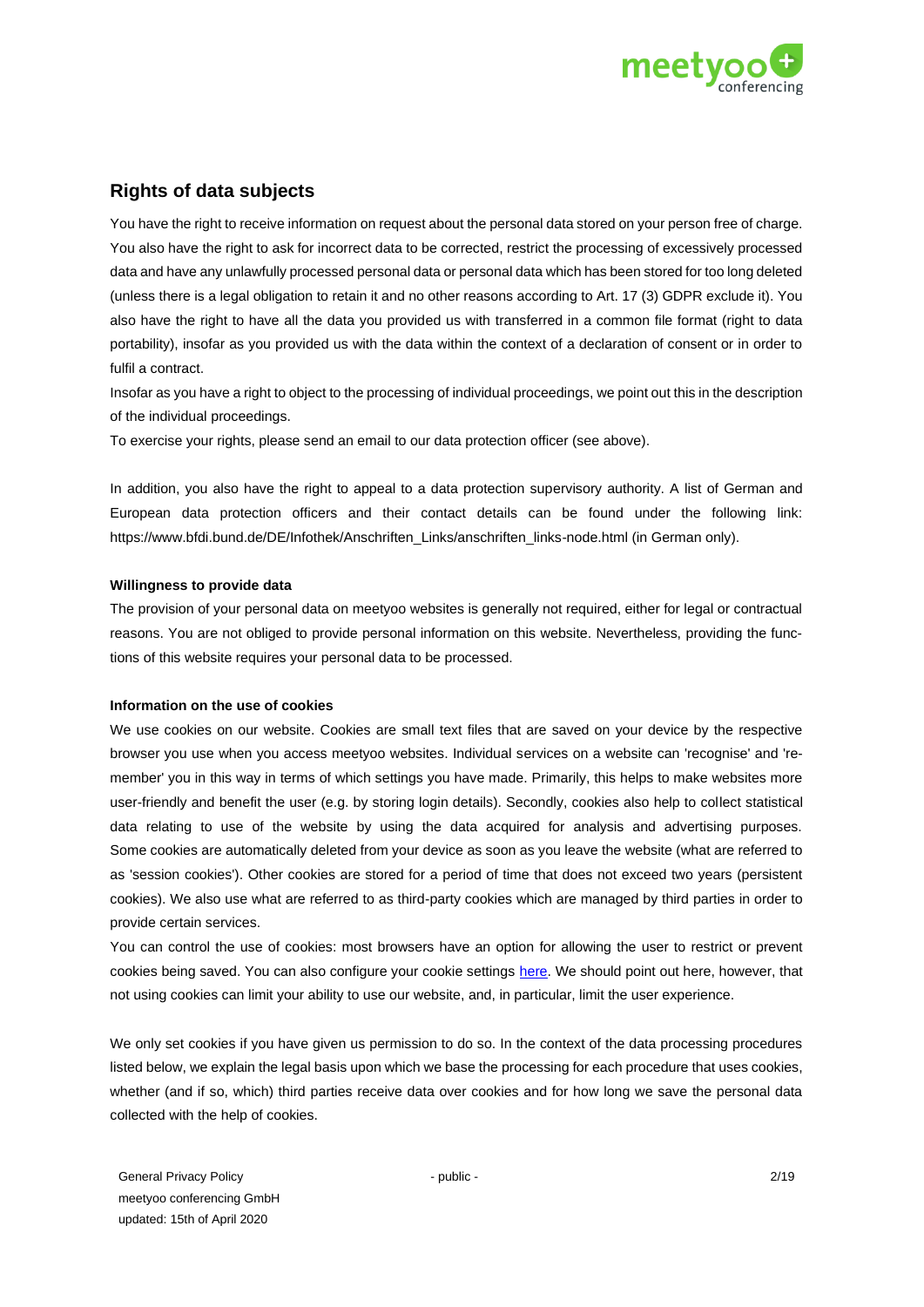## Rights of data subjects

You have the right to receive information on request about the personal data stored on your person free of charge. You also have the right to ask for incorrect data to be corrected, restrict the processing of excessively processed data and have any unlawfully processed personal data or personal data which has been stored for too long deleted (unless there is a legal obligation to retain it and no other reasons according to Art. 17 (3) GDPR exclude it). You also have the right to have all the data you provided us with transferred in a common file format (right to data portability), insofar as you provided us with the data within the context of a declaration of consent or in order to fulfil a contract.

Insofar as you have a right to object to the processing of individual proceedings, we point out this in the description of the individual proceedings.

To exercise your rights, please send an email to our data protection officer (see above).

In addition, you also have the right to appeal to a data protection supervisory authority. A list of German and European data protection officers and their contact details can be found under the following link: https://www.bfdi.bund.de/DE/Infothek/Anschriften_Links/anschriften_links-node.html (in German only).

**Willingness to provide data**

The provision of your personal data on meetyoo websites is generally not required, either for legal or contractual reasons. You are not obliged to provide personal information on this website. Nevertheless, providing the functions of this website requires your personal data to be processed.

**Information on the use of cookies**

We use cookies on our website. Cookies are small text files that are saved on your device by the respective browser you use when you access meetyoo websites. Individual services on a website can 'recognise' and 'remember' you in this way in terms of which settings you have made. Primarily, this helps to make websites more user-friendly and benefit the user (e.g. by storing login details). Secondly, cookies also help to collect statistical data relating to use of the website by using the data acquired for analysis and advertising purposes. Some cookies are automatically deleted from your device as soon as you leave the website (what are referred to as 'session cookies'). Other cookies are stored for a period of time that does not exceed two years (persistent cookies). We also use what are referred to as third-party cookies which are managed by third parties in order to provide certain services.

You can control the use of cookies: most browsers have an option for allowing the user to restrict or prevent cookies being saved. You can also configure your cookie settings here. We should point out here, however, that not using cookies can limit your ability to use our website, and, in particular, limit the user experience.

We only set cookies if you have given us permission to do so. In the context of the data processing procedures listed below, we explain the legal basis upon which we base the processing for each procedure that uses cookies, whether (and if so, which) third parties receive data over cookies and for how long we save the personal data collected with the help of cookies.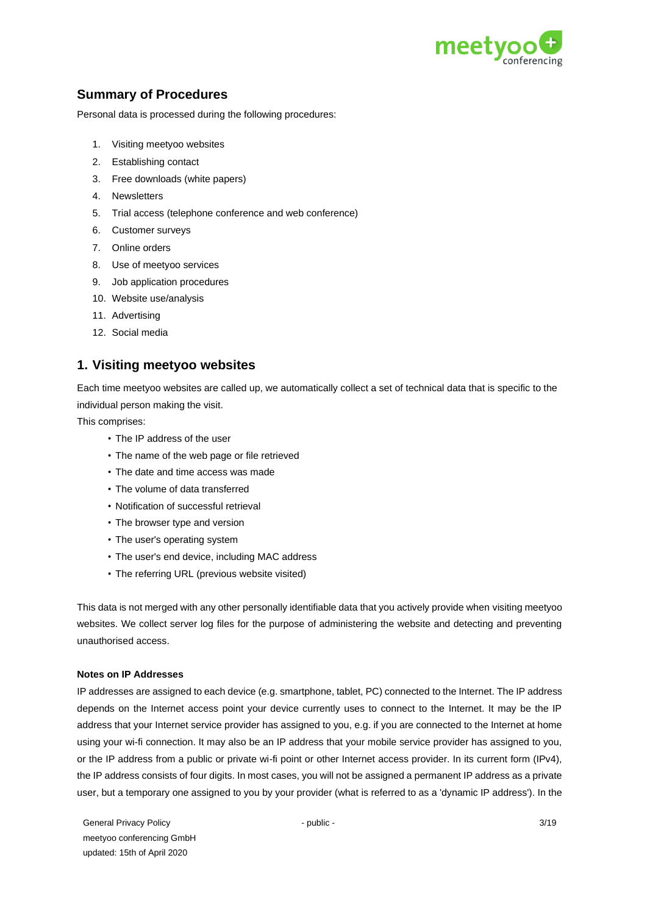## Summary of Procedures

Personal data is processed during the following procedures:

1. Visiting meetyoo websites
2. Establishing contact
3. Free downloads (white papers)
4. Newsletters
5. Trial access (telephone conference and web conference)
6. Customer surveys
7. Online orders
8. Use of meetyoo services
9. Job application procedures
10. Website use/analysis
11. Advertising
12. Social media

## 1. Visiting meetyoo websites

Each time meetyoo websites are called up, we automatically collect a set of technical data that is specific to the individual person making the visit.
This comprises:

- The IP address of the user
- The name of the web page or file retrieved
- The date and time access was made
- The volume of data transferred
- Notification of successful retrieval
- The browser type and version
- The user's operating system
- The user's end device, including MAC address
- The referring URL (previous website visited)

This data is not merged with any other personally identifiable data that you actively provide when visiting meetyoo websites. We collect server log files for the purpose of administering the website and detecting and preventing unauthorised access.

**Notes on IP Addresses**

IP addresses are assigned to each device (e.g. smartphone, tablet, PC) connected to the Internet. The IP address depends on the Internet access point your device currently uses to connect to the Internet. It may be the IP address that your Internet service provider has assigned to you, e.g. if you are connected to the Internet at home using your wi-fi connection. It may also be an IP address that your mobile service provider has assigned to you, or the IP address from a public or private wi-fi point or other Internet access provider. In its current form (IPv4), the IP address consists of four digits. In most cases, you will not be assigned a permanent IP address as a private user, but a temporary one assigned to you by your provider (what is referred to as a 'dynamic IP address'). In the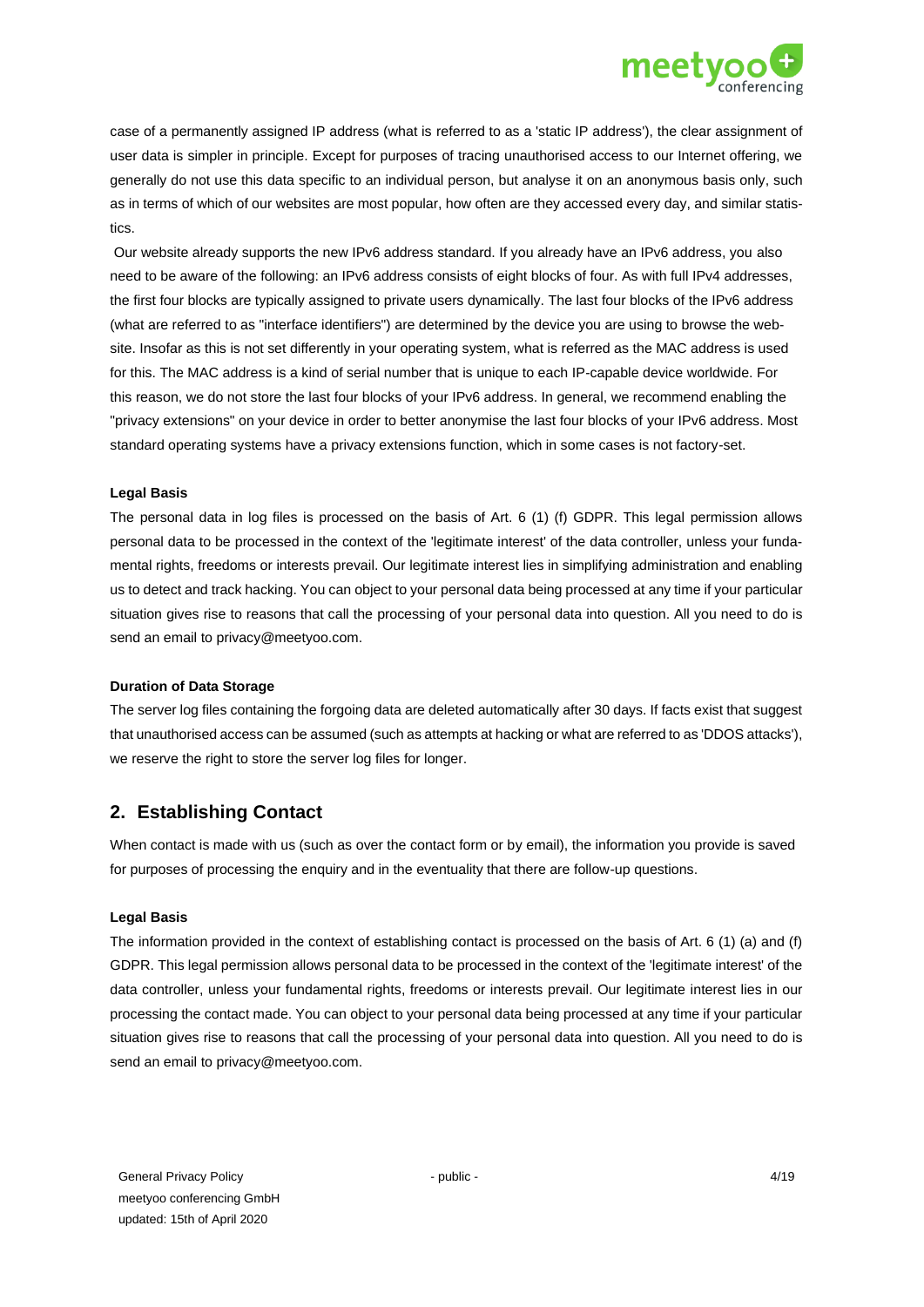case of a permanently assigned IP address (what is referred to as a 'static IP address'), the clear assignment of user data is simpler in principle. Except for purposes of tracing unauthorised access to our Internet offering, we generally do not use this data specific to an individual person, but analyse it on an anonymous basis only, such as in terms of which of our websites are most popular, how often are they accessed every day, and similar statistics.

Our website already supports the new IPv6 address standard. If you already have an IPv6 address, you also need to be aware of the following: an IPv6 address consists of eight blocks of four. As with full IPv4 addresses, the first four blocks are typically assigned to private users dynamically. The last four blocks of the IPv6 address (what are referred to as "interface identifiers") are determined by the device you are using to browse the website. Insofar as this is not set differently in your operating system, what is referred as the MAC address is used for this. The MAC address is a kind of serial number that is unique to each IP-capable device worldwide. For this reason, we do not store the last four blocks of your IPv6 address. In general, we recommend enabling the "privacy extensions" on your device in order to better anonymise the last four blocks of your IPv6 address. Most standard operating systems have a privacy extensions function, which in some cases is not factory-set.

**Legal Basis**

The personal data in log files is processed on the basis of Art. 6 (1) (f) GDPR. This legal permission allows personal data to be processed in the context of the 'legitimate interest' of the data controller, unless your fundamental rights, freedoms or interests prevail. Our legitimate interest lies in simplifying administration and enabling us to detect and track hacking. You can object to your personal data being processed at any time if your particular situation gives rise to reasons that call the processing of your personal data into question. All you need to do is send an email to privacy@meetyoo.com.

**Duration of Data Storage**

The server log files containing the forgoing data are deleted automatically after 30 days. If facts exist that suggest that unauthorised access can be assumed (such as attempts at hacking or what are referred to as 'DDOS attacks'), we reserve the right to store the server log files for longer.

## 2. Establishing Contact

When contact is made with us (such as over the contact form or by email), the information you provide is saved for purposes of processing the enquiry and in the eventuality that there are follow-up questions.

**Legal Basis**

The information provided in the context of establishing contact is processed on the basis of Art. 6 (1) (a) and (f) GDPR. This legal permission allows personal data to be processed in the context of the 'legitimate interest' of the data controller, unless your fundamental rights, freedoms or interests prevail. Our legitimate interest lies in our processing the contact made. You can object to your personal data being processed at any time if your particular situation gives rise to reasons that call the processing of your personal data into question. All you need to do is send an email to privacy@meetyoo.com.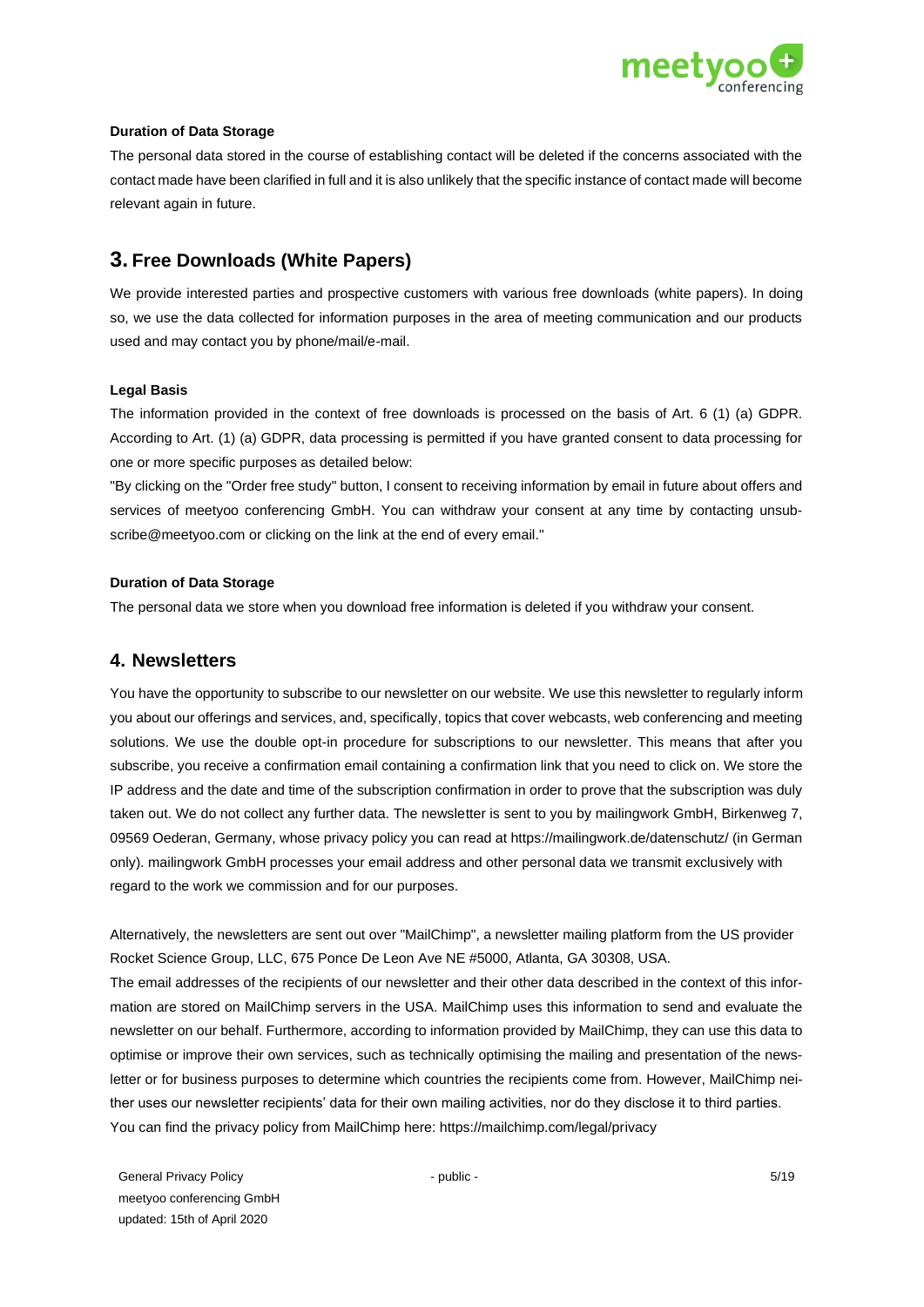#### Duration of Data Storage

The personal data stored in the course of establishing contact will be deleted if the concerns associated with the contact made have been clarified in full and it is also unlikely that the specific instance of contact made will become relevant again in future.

## 3. Free Downloads (White Papers)

We provide interested parties and prospective customers with various free downloads (white papers). In doing so, we use the data collected for information purposes in the area of meeting communication and our products used and may contact you by phone/mail/e-mail.

#### Legal Basis

The information provided in the context of free downloads is processed on the basis of Art. 6 (1) (a) GDPR. According to Art. (1) (a) GDPR, data processing is permitted if you have granted consent to data processing for one or more specific purposes as detailed below:

"By clicking on the "Order free study" button, I consent to receiving information by email in future about offers and services of meetyoo conferencing GmbH. You can withdraw your consent at any time by contacting unsubscribe@meetyoo.com or clicking on the link at the end of every email."

#### Duration of Data Storage

The personal data we store when you download free information is deleted if you withdraw your consent.

## 4. Newsletters

You have the opportunity to subscribe to our newsletter on our website. We use this newsletter to regularly inform you about our offerings and services, and, specifically, topics that cover webcasts, web conferencing and meeting solutions. We use the double opt-in procedure for subscriptions to our newsletter. This means that after you subscribe, you receive a confirmation email containing a confirmation link that you need to click on. We store the IP address and the date and time of the subscription confirmation in order to prove that the subscription was duly taken out. We do not collect any further data. The newsletter is sent to you by mailingwork GmbH, Birkenweg 7, 09569 Oederan, Germany, whose privacy policy you can read at https://mailingwork.de/datenschutz/ (in German only). mailingwork GmbH processes your email address and other personal data we transmit exclusively with regard to the work we commission and for our purposes.

Alternatively, the newsletters are sent out over "MailChimp", a newsletter mailing platform from the US provider Rocket Science Group, LLC, 675 Ponce De Leon Ave NE #5000, Atlanta, GA 30308, USA.

The email addresses of the recipients of our newsletter and their other data described in the context of this information are stored on MailChimp servers in the USA. MailChimp uses this information to send and evaluate the newsletter on our behalf. Furthermore, according to information provided by MailChimp, they can use this data to optimise or improve their own services, such as technically optimising the mailing and presentation of the newsletter or for business purposes to determine which countries the recipients come from. However, MailChimp neither uses our newsletter recipients' data for their own mailing activities, nor do they disclose it to third parties.

You can find the privacy policy from MailChimp here: https://mailchimp.com/legal/privacy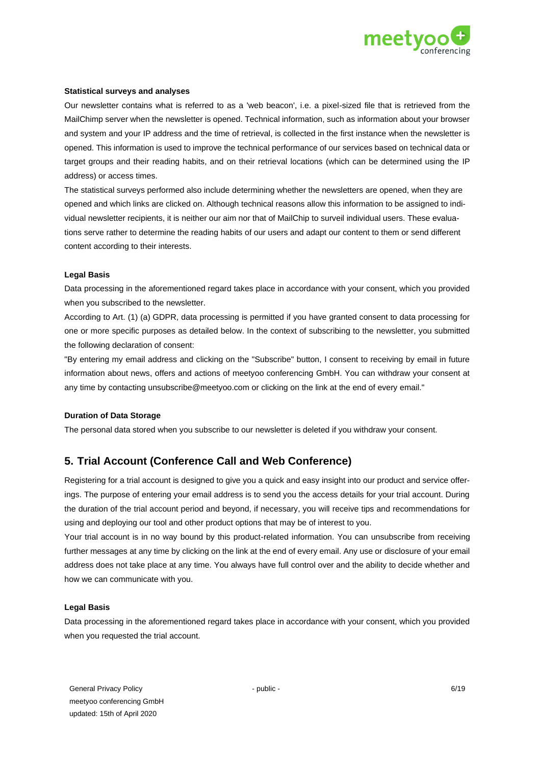**Statistical surveys and analyses**

Our newsletter contains what is referred to as a 'web beacon', i.e. a pixel-sized file that is retrieved from the MailChimp server when the newsletter is opened. Technical information, such as information about your browser and system and your IP address and the time of retrieval, is collected in the first instance when the newsletter is opened. This information is used to improve the technical performance of our services based on technical data or target groups and their reading habits, and on their retrieval locations (which can be determined using the IP address) or access times.

The statistical surveys performed also include determining whether the newsletters are opened, when they are opened and which links are clicked on. Although technical reasons allow this information to be assigned to individual newsletter recipients, it is neither our aim nor that of MailChip to surveil individual users. These evaluations serve rather to determine the reading habits of our users and adapt our content to them or send different content according to their interests.

**Legal Basis**

Data processing in the aforementioned regard takes place in accordance with your consent, which you provided when you subscribed to the newsletter.

According to Art. (1) (a) GDPR, data processing is permitted if you have granted consent to data processing for one or more specific purposes as detailed below. In the context of subscribing to the newsletter, you submitted the following declaration of consent:

"By entering my email address and clicking on the "Subscribe" button, I consent to receiving by email in future information about news, offers and actions of meetyoo conferencing GmbH. You can withdraw your consent at any time by contacting unsubscribe@meetyoo.com or clicking on the link at the end of every email."

**Duration of Data Storage**

The personal data stored when you subscribe to our newsletter is deleted if you withdraw your consent.

## 5. Trial Account (Conference Call and Web Conference)

Registering for a trial account is designed to give you a quick and easy insight into our product and service offerings. The purpose of entering your email address is to send you the access details for your trial account. During the duration of the trial account period and beyond, if necessary, you will receive tips and recommendations for using and deploying our tool and other product options that may be of interest to you.

Your trial account is in no way bound by this product-related information. You can unsubscribe from receiving further messages at any time by clicking on the link at the end of every email. Any use or disclosure of your email address does not take place at any time. You always have full control over and the ability to decide whether and how we can communicate with you.

**Legal Basis**

Data processing in the aforementioned regard takes place in accordance with your consent, which you provided when you requested the trial account.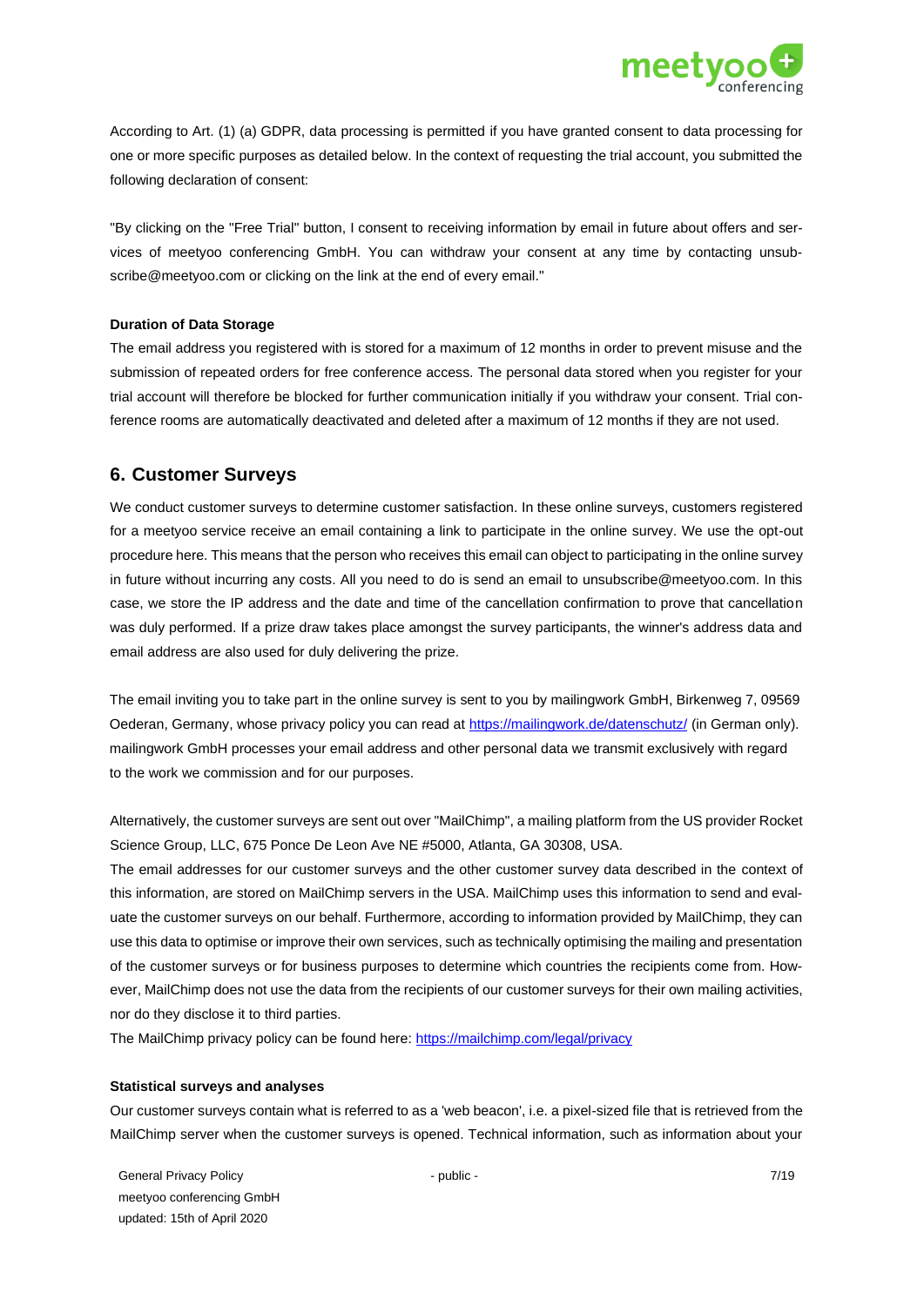According to Art. (1) (a) GDPR, data processing is permitted if you have granted consent to data processing for one or more specific purposes as detailed below. In the context of requesting the trial account, you submitted the following declaration of consent:

"By clicking on the "Free Trial" button, I consent to receiving information by email in future about offers and services of meetyoo conferencing GmbH. You can withdraw your consent at any time by contacting unsubscribe@meetyoo.com or clicking on the link at the end of every email."

**Duration of Data Storage**

The email address you registered with is stored for a maximum of 12 months in order to prevent misuse and the submission of repeated orders for free conference access. The personal data stored when you register for your trial account will therefore be blocked for further communication initially if you withdraw your consent. Trial conference rooms are automatically deactivated and deleted after a maximum of 12 months if they are not used.

## 6. Customer Surveys

We conduct customer surveys to determine customer satisfaction. In these online surveys, customers registered for a meetyoo service receive an email containing a link to participate in the online survey. We use the opt-out procedure here. This means that the person who receives this email can object to participating in the online survey in future without incurring any costs. All you need to do is send an email to unsubscribe@meetyoo.com. In this case, we store the IP address and the date and time of the cancellation confirmation to prove that cancellation was duly performed. If a prize draw takes place amongst the survey participants, the winner's address data and email address are also used for duly delivering the prize.

The email inviting you to take part in the online survey is sent to you by mailingwork GmbH, Birkenweg 7, 09569 Oederan, Germany, whose privacy policy you can read at [https://mailingwork.de/datenschutz/](https://mailingwork.de/datenschutz/) (in German only). mailingwork GmbH processes your email address and other personal data we transmit exclusively with regard to the work we commission and for our purposes.

Alternatively, the customer surveys are sent out over "MailChimp", a mailing platform from the US provider Rocket Science Group, LLC, 675 Ponce De Leon Ave NE #5000, Atlanta, GA 30308, USA.

The email addresses for our customer surveys and the other customer survey data described in the context of this information, are stored on MailChimp servers in the USA. MailChimp uses this information to send and evaluate the customer surveys on our behalf. Furthermore, according to information provided by MailChimp, they can use this data to optimise or improve their own services, such as technically optimising the mailing and presentation of the customer surveys or for business purposes to determine which countries the recipients come from. However, MailChimp does not use the data from the recipients of our customer surveys for their own mailing activities, nor do they disclose it to third parties.

The MailChimp privacy policy can be found here: [https://mailchimp.com/legal/privacy](https://mailchimp.com/legal/privacy)

**Statistical surveys and analyses**

Our customer surveys contain what is referred to as a 'web beacon', i.e. a pixel-sized file that is retrieved from the MailChimp server when the customer surveys is opened. Technical information, such as information about your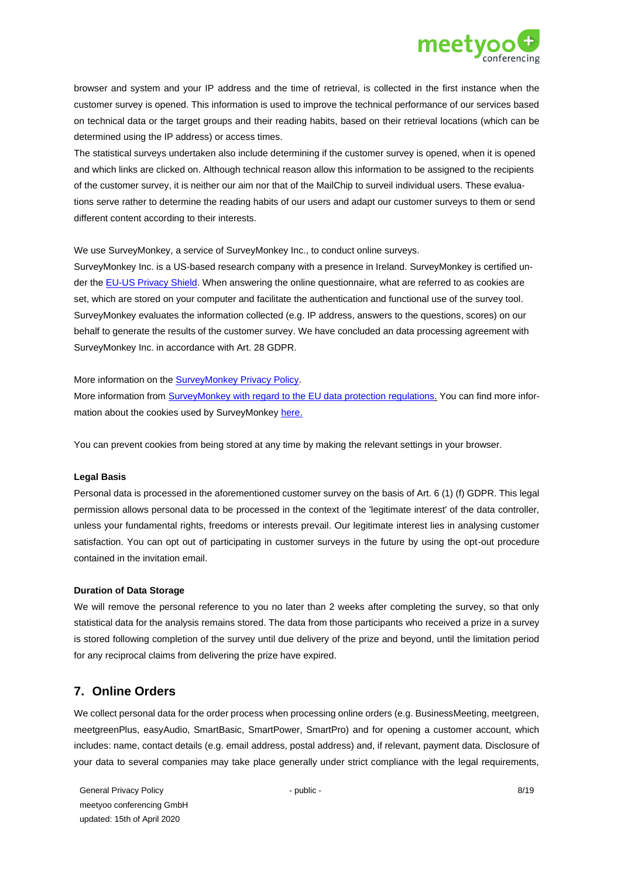browser and system and your IP address and the time of retrieval, is collected in the first instance when the customer survey is opened. This information is used to improve the technical performance of our services based on technical data or the target groups and their reading habits, based on their retrieval locations (which can be determined using the IP address) or access times.
The statistical surveys undertaken also include determining if the customer survey is opened, when it is opened and which links are clicked on. Although technical reason allow this information to be assigned to the recipients of the customer survey, it is neither our aim nor that of the MailChip to surveil individual users. These evaluations serve rather to determine the reading habits of our users and adapt our customer surveys to them or send different content according to their interests.

We use SurveyMonkey, a service of SurveyMonkey Inc., to conduct online surveys.
SurveyMonkey Inc. is a US-based research company with a presence in Ireland. SurveyMonkey is certified under the EU-US Privacy Shield. When answering the online questionnaire, what are referred to as cookies are set, which are stored on your computer and facilitate the authentication and functional use of the survey tool. SurveyMonkey evaluates the information collected (e.g. IP address, answers to the questions, scores) on our behalf to generate the results of the customer survey. We have concluded an data processing agreement with SurveyMonkey Inc. in accordance with Art. 28 GDPR.

More information on the SurveyMonkey Privacy Policy.
More information from SurveyMonkey with regard to the EU data protection regulations. You can find more information about the cookies used by SurveyMonkey here.

You can prevent cookies from being stored at any time by making the relevant settings in your browser.

**Legal Basis**
Personal data is processed in the aforementioned customer survey on the basis of Art. 6 (1) (f) GDPR. This legal permission allows personal data to be processed in the context of the 'legitimate interest' of the data controller, unless your fundamental rights, freedoms or interests prevail. Our legitimate interest lies in analysing customer satisfaction. You can opt out of participating in customer surveys in the future by using the opt-out procedure contained in the invitation email.

**Duration of Data Storage**
We will remove the personal reference to you no later than 2 weeks after completing the survey, so that only statistical data for the analysis remains stored. The data from those participants who received a prize in a survey is stored following completion of the survey until due delivery of the prize and beyond, until the limitation period for any reciprocal claims from delivering the prize have expired.

## 7. Online Orders

We collect personal data for the order process when processing online orders (e.g. BusinessMeeting, meetgreen, meetgreenPlus, easyAudio, SmartBasic, SmartPower, SmartPro) and for opening a customer account, which includes: name, contact details (e.g. email address, postal address) and, if relevant, payment data. Disclosure of your data to several companies may take place generally under strict compliance with the legal requirements,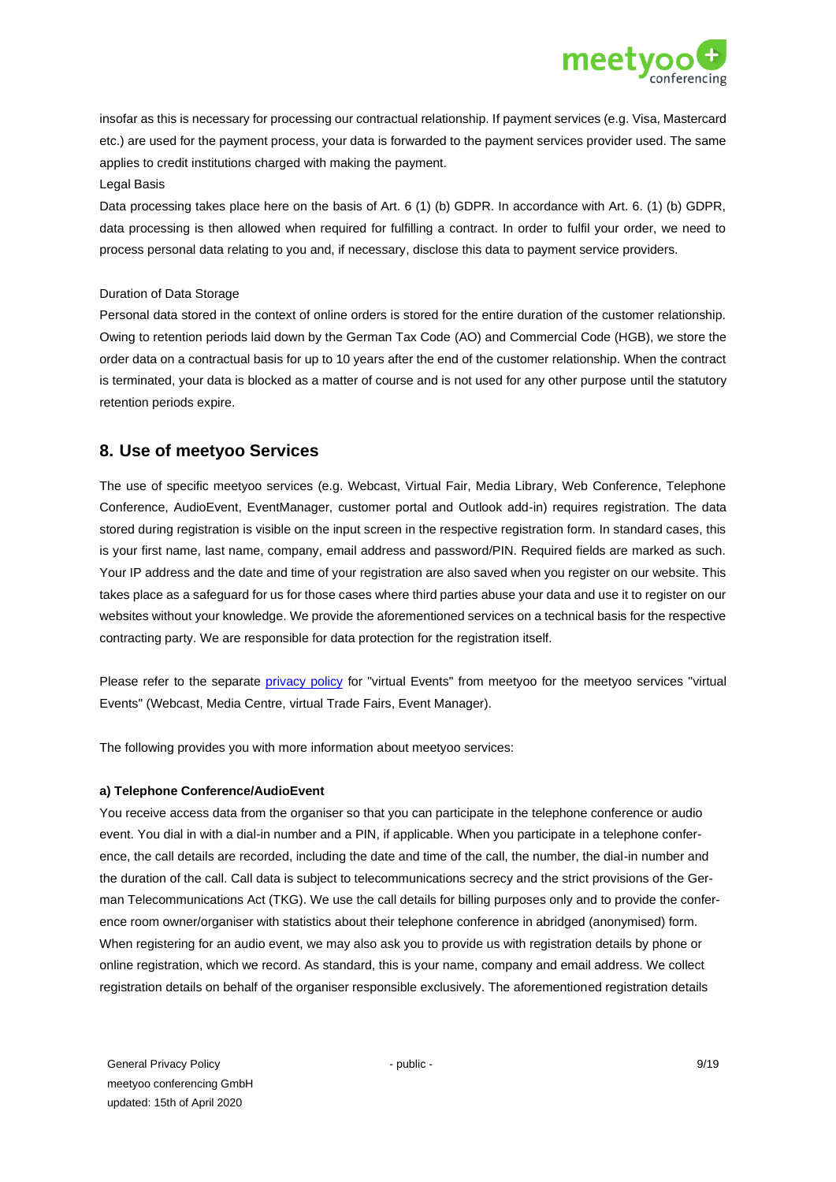insofar as this is necessary for processing our contractual relationship. If payment services (e.g. Visa, Mastercard etc.) are used for the payment process, your data is forwarded to the payment services provider used. The same applies to credit institutions charged with making the payment.

Legal Basis

Data processing takes place here on the basis of Art. 6 (1) (b) GDPR. In accordance with Art. 6. (1) (b) GDPR, data processing is then allowed when required for fulfilling a contract. In order to fulfil your order, we need to process personal data relating to you and, if necessary, disclose this data to payment service providers.

Duration of Data Storage

Personal data stored in the context of online orders is stored for the entire duration of the customer relationship. Owing to retention periods laid down by the German Tax Code (AO) and Commercial Code (HGB), we store the order data on a contractual basis for up to 10 years after the end of the customer relationship. When the contract is terminated, your data is blocked as a matter of course and is not used for any other purpose until the statutory retention periods expire.

## 8. Use of meetyoo Services

The use of specific meetyoo services (e.g. Webcast, Virtual Fair, Media Library, Web Conference, Telephone Conference, AudioEvent, EventManager, customer portal and Outlook add-in) requires registration. The data stored during registration is visible on the input screen in the respective registration form. In standard cases, this is your first name, last name, company, email address and password/PIN. Required fields are marked as such. Your IP address and the date and time of your registration are also saved when you register on our website. This takes place as a safeguard for us for those cases where third parties abuse your data and use it to register on our websites without your knowledge. We provide the aforementioned services on a technical basis for the respective contracting party. We are responsible for data protection for the registration itself.

Please refer to the separate privacy policy for "virtual Events" from meetyoo for the meetyoo services "virtual Events" (Webcast, Media Centre, virtual Trade Fairs, Event Manager).

The following provides you with more information about meetyoo services:

**a) Telephone Conference/AudioEvent**

You receive access data from the organiser so that you can participate in the telephone conference or audio event. You dial in with a dial-in number and a PIN, if applicable. When you participate in a telephone conference, the call details are recorded, including the date and time of the call, the number, the dial-in number and the duration of the call. Call data is subject to telecommunications secrecy and the strict provisions of the German Telecommunications Act (TKG). We use the call details for billing purposes only and to provide the conference room owner/organiser with statistics about their telephone conference in abridged (anonymised) form. When registering for an audio event, we may also ask you to provide us with registration details by phone or online registration, which we record. As standard, this is your name, company and email address. We collect registration details on behalf of the organiser responsible exclusively. The aforementioned registration details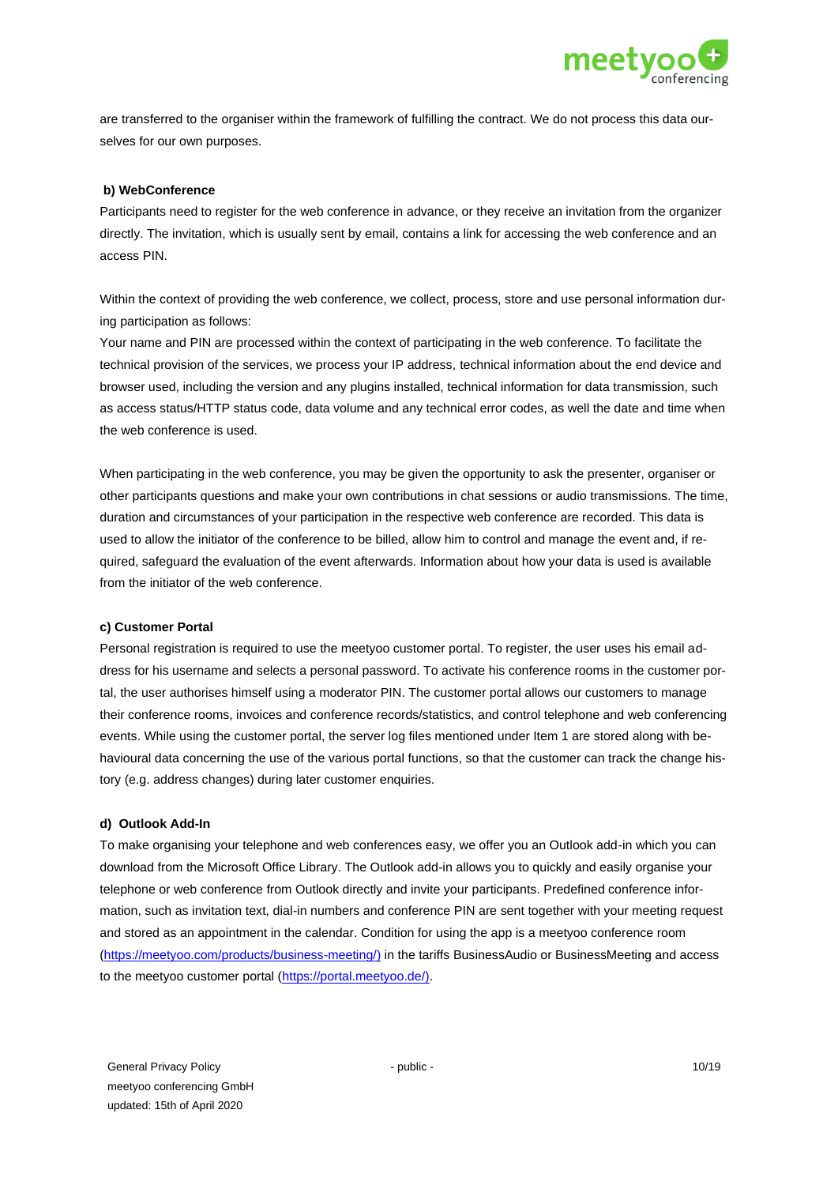are transferred to the organiser within the framework of fulfilling the contract. We do not process this data ourselves for our own purposes.

**b) WebConference**

Participants need to register for the web conference in advance, or they receive an invitation from the organizer directly. The invitation, which is usually sent by email, contains a link for accessing the web conference and an access PIN.

Within the context of providing the web conference, we collect, process, store and use personal information during participation as follows:
Your name and PIN are processed within the context of participating in the web conference. To facilitate the technical provision of the services, we process your IP address, technical information about the end device and browser used, including the version and any plugins installed, technical information for data transmission, such as access status/HTTP status code, data volume and any technical error codes, as well the date and time when the web conference is used.

When participating in the web conference, you may be given the opportunity to ask the presenter, organiser or other participants questions and make your own contributions in chat sessions or audio transmissions. The time, duration and circumstances of your participation in the respective web conference are recorded. This data is used to allow the initiator of the conference to be billed, allow him to control and manage the event and, if required, safeguard the evaluation of the event afterwards. Information about how your data is used is available from the initiator of the web conference.

**c) Customer Portal**

Personal registration is required to use the meetyoo customer portal. To register, the user uses his email address for his username and selects a personal password. To activate his conference rooms in the customer portal, the user authorises himself using a moderator PIN. The customer portal allows our customers to manage their conference rooms, invoices and conference records/statistics, and control telephone and web conferencing events. While using the customer portal, the server log files mentioned under Item 1 are stored along with behavioural data concerning the use of the various portal functions, so that the customer can track the change history (e.g. address changes) during later customer enquiries.

**d) Outlook Add-In**

To make organising your telephone and web conferences easy, we offer you an Outlook add-in which you can download from the Microsoft Office Library. The Outlook add-in allows you to quickly and easily organise your telephone or web conference from Outlook directly and invite your participants. Predefined conference information, such as invitation text, dial-in numbers and conference PIN are sent together with your meeting request and stored as an appointment in the calendar. Condition for using the app is a meetyoo conference room (https://meetyoo.com/products/business-meeting/) in the tariffs BusinessAudio or BusinessMeeting and access to the meetyoo customer portal (https://portal.meetyoo.de/).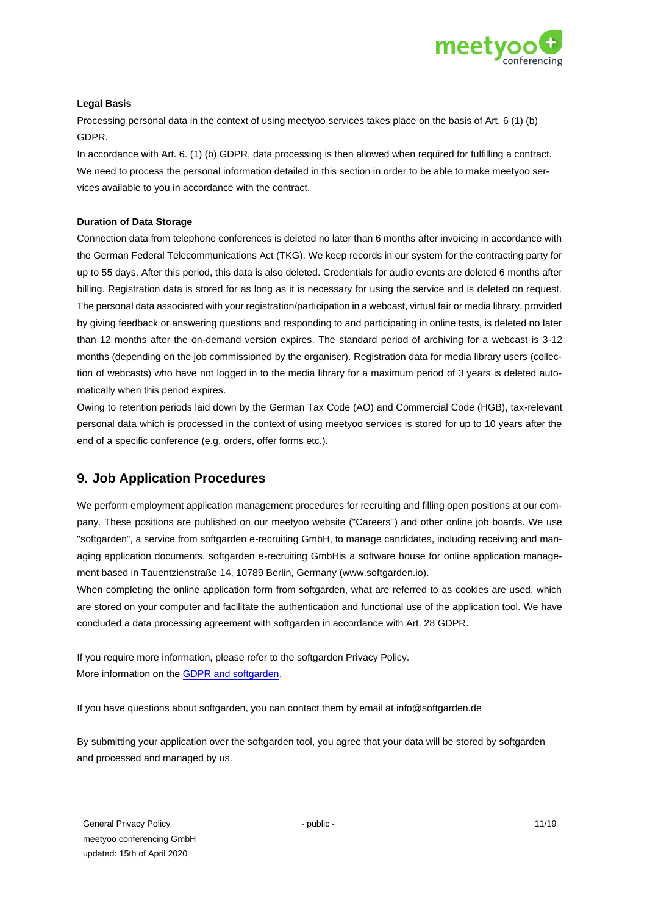**Legal Basis**

Processing personal data in the context of using meetyoo services takes place on the basis of Art. 6 (1) (b) GDPR.

In accordance with Art. 6. (1) (b) GDPR, data processing is then allowed when required for fulfilling a contract. We need to process the personal information detailed in this section in order to be able to make meetyoo services available to you in accordance with the contract.

**Duration of Data Storage**

Connection data from telephone conferences is deleted no later than 6 months after invoicing in accordance with the German Federal Telecommunications Act (TKG). We keep records in our system for the contracting party for up to 55 days. After this period, this data is also deleted. Credentials for audio events are deleted 6 months after billing. Registration data is stored for as long as it is necessary for using the service and is deleted on request. The personal data associated with your registration/participation in a webcast, virtual fair or media library, provided by giving feedback or answering questions and responding to and participating in online tests, is deleted no later than 12 months after the on-demand version expires. The standard period of archiving for a webcast is 3-12 months (depending on the job commissioned by the organiser). Registration data for media library users (collection of webcasts) who have not logged in to the media library for a maximum period of 3 years is deleted automatically when this period expires.

Owing to retention periods laid down by the German Tax Code (AO) and Commercial Code (HGB), tax-relevant personal data which is processed in the context of using meetyoo services is stored for up to 10 years after the end of a specific conference (e.g. orders, offer forms etc.).

## 9. Job Application Procedures

We perform employment application management procedures for recruiting and filling open positions at our company. These positions are published on our meetyoo website ("Careers") and other online job boards. We use "softgarden", a service from softgarden e-recruiting GmbH, to manage candidates, including receiving and managing application documents. softgarden e-recruiting GmbHis a software house for online application management based in Tauentzienstraße 14, 10789 Berlin, Germany (www.softgarden.io).

When completing the online application form from softgarden, what are referred to as cookies are used, which are stored on your computer and facilitate the authentication and functional use of the application tool. We have concluded a data processing agreement with softgarden in accordance with Art. 28 GDPR.

If you require more information, please refer to the softgarden Privacy Policy.
More information on the GDPR and softgarden.

If you have questions about softgarden, you can contact them by email at info@softgarden.de

By submitting your application over the softgarden tool, you agree that your data will be stored by softgarden and processed and managed by us.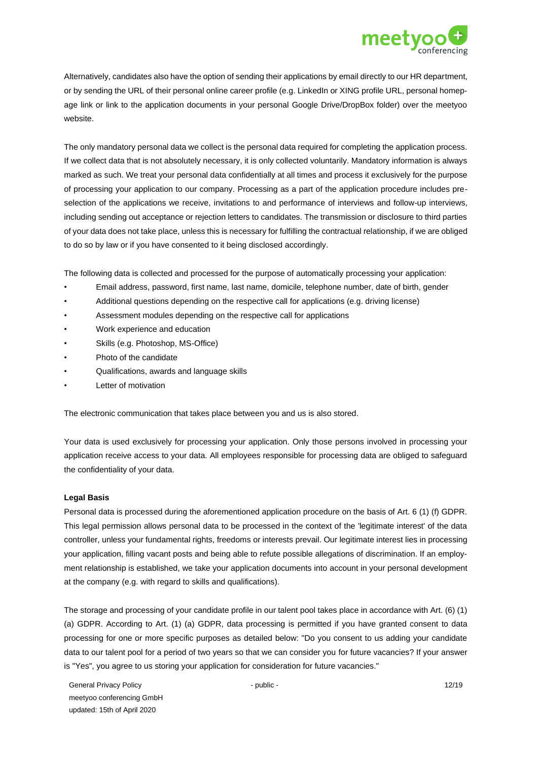Alternatively, candidates also have the option of sending their applications by email directly to our HR department, or by sending the URL of their personal online career profile (e.g. LinkedIn or XING profile URL, personal homepage link or link to the application documents in your personal Google Drive/DropBox folder) over the meetyoo website.

The only mandatory personal data we collect is the personal data required for completing the application process. If we collect data that is not absolutely necessary, it is only collected voluntarily. Mandatory information is always marked as such. We treat your personal data confidentially at all times and process it exclusively for the purpose of processing your application to our company. Processing as a part of the application procedure includes preselection of the applications we receive, invitations to and performance of interviews and follow-up interviews, including sending out acceptance or rejection letters to candidates. The transmission or disclosure to third parties of your data does not take place, unless this is necessary for fulfilling the contractual relationship, if we are obliged to do so by law or if you have consented to it being disclosed accordingly.

The following data is collected and processed for the purpose of automatically processing your application:

- Email address, password, first name, last name, domicile, telephone number, date of birth, gender
- Additional questions depending on the respective call for applications (e.g. driving license)
- Assessment modules depending on the respective call for applications
- Work experience and education
- Skills (e.g. Photoshop, MS-Office)
- Photo of the candidate
- Qualifications, awards and language skills
- Letter of motivation

The electronic communication that takes place between you and us is also stored.

Your data is used exclusively for processing your application. Only those persons involved in processing your application receive access to your data. All employees responsible for processing data are obliged to safeguard the confidentiality of your data.

**Legal Basis**

Personal data is processed during the aforementioned application procedure on the basis of Art. 6 (1) (f) GDPR. This legal permission allows personal data to be processed in the context of the 'legitimate interest' of the data controller, unless your fundamental rights, freedoms or interests prevail. Our legitimate interest lies in processing your application, filling vacant posts and being able to refute possible allegations of discrimination. If an employment relationship is established, we take your application documents into account in your personal development at the company (e.g. with regard to skills and qualifications).

The storage and processing of your candidate profile in our talent pool takes place in accordance with Art. (6) (1) (a) GDPR. According to Art. (1) (a) GDPR, data processing is permitted if you have granted consent to data processing for one or more specific purposes as detailed below: "Do you consent to us adding your candidate data to our talent pool for a period of two years so that we can consider you for future vacancies? If your answer is "Yes", you agree to us storing your application for consideration for future vacancies."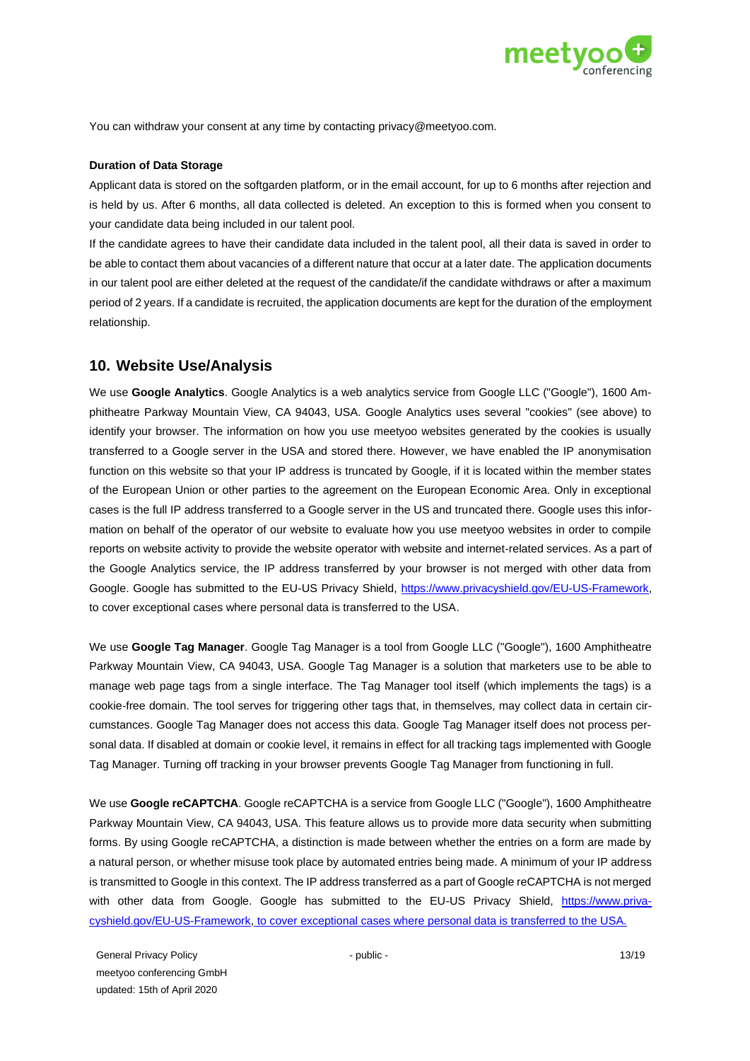You can withdraw your consent at any time by contacting privacy@meetyoo.com.

**Duration of Data Storage**

Applicant data is stored on the softgarden platform, or in the email account, for up to 6 months after rejection and is held by us. After 6 months, all data collected is deleted. An exception to this is formed when you consent to your candidate data being included in our talent pool.

If the candidate agrees to have their candidate data included in the talent pool, all their data is saved in order to be able to contact them about vacancies of a different nature that occur at a later date. The application documents in our talent pool are either deleted at the request of the candidate/if the candidate withdraws or after a maximum period of 2 years. If a candidate is recruited, the application documents are kept for the duration of the employment relationship.

## 10. Website Use/Analysis

We use **Google Analytics**. Google Analytics is a web analytics service from Google LLC ("Google"), 1600 Amphitheatre Parkway Mountain View, CA 94043, USA. Google Analytics uses several "cookies" (see above) to identify your browser. The information on how you use meetyoo websites generated by the cookies is usually transferred to a Google server in the USA and stored there. However, we have enabled the IP anonymisation function on this website so that your IP address is truncated by Google, if it is located within the member states of the European Union or other parties to the agreement on the European Economic Area. Only in exceptional cases is the full IP address transferred to a Google server in the US and truncated there. Google uses this information on behalf of the operator of our website to evaluate how you use meetyoo websites in order to compile reports on website activity to provide the website operator with website and internet-related services. As a part of the Google Analytics service, the IP address transferred by your browser is not merged with other data from Google. Google has submitted to the EU-US Privacy Shield, https://www.privacyshield.gov/EU-US-Framework, to cover exceptional cases where personal data is transferred to the USA.

We use **Google Tag Manager**. Google Tag Manager is a tool from Google LLC ("Google"), 1600 Amphitheatre Parkway Mountain View, CA 94043, USA. Google Tag Manager is a solution that marketers use to be able to manage web page tags from a single interface. The Tag Manager tool itself (which implements the tags) is a cookie-free domain. The tool serves for triggering other tags that, in themselves, may collect data in certain circumstances. Google Tag Manager does not access this data. Google Tag Manager itself does not process personal data. If disabled at domain or cookie level, it remains in effect for all tracking tags implemented with Google Tag Manager. Turning off tracking in your browser prevents Google Tag Manager from functioning in full.

We use **Google reCAPTCHA**. Google reCAPTCHA is a service from Google LLC ("Google"), 1600 Amphitheatre Parkway Mountain View, CA 94043, USA. This feature allows us to provide more data security when submitting forms. By using Google reCAPTCHA, a distinction is made between whether the entries on a form are made by a natural person, or whether misuse took place by automated entries being made. A minimum of your IP address is transmitted to Google in this context. The IP address transferred as a part of Google reCAPTCHA is not merged with other data from Google. Google has submitted to the EU-US Privacy Shield, https://www.privacyshield.gov/EU-US-Framework, to cover exceptional cases where personal data is transferred to the USA.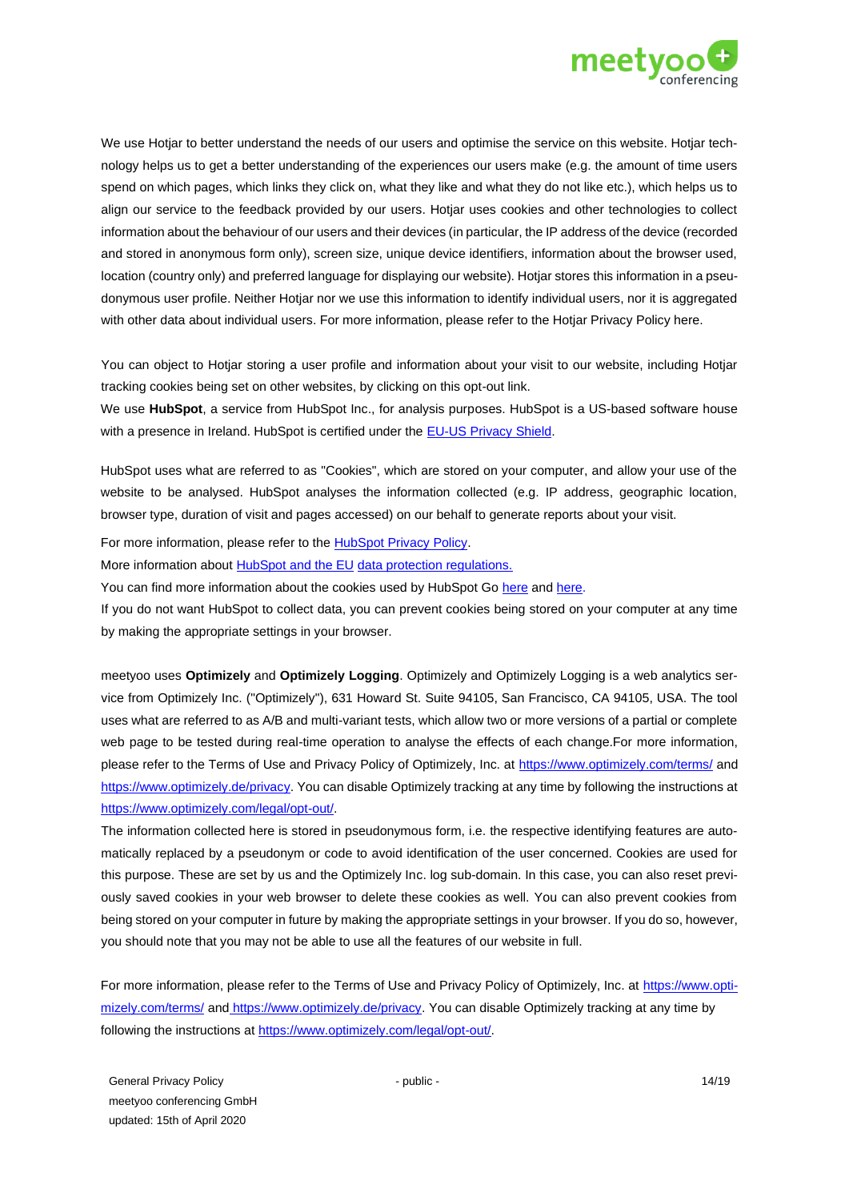We use Hotjar to better understand the needs of our users and optimise the service on this website. Hotjar technology helps us to get a better understanding of the experiences our users make (e.g. the amount of time users spend on which pages, which links they click on, what they like and what they do not like etc.), which helps us to align our service to the feedback provided by our users. Hotjar uses cookies and other technologies to collect information about the behaviour of our users and their devices (in particular, the IP address of the device (recorded and stored in anonymous form only), screen size, unique device identifiers, information about the browser used, location (country only) and preferred language for displaying our website). Hotjar stores this information in a pseudonymous user profile. Neither Hotjar nor we use this information to identify individual users, nor it is aggregated with other data about individual users. For more information, please refer to the Hotjar Privacy Policy here.

You can object to Hotjar storing a user profile and information about your visit to our website, including Hotjar tracking cookies being set on other websites, by clicking on this opt-out link.

We use **HubSpot**, a service from HubSpot Inc., for analysis purposes. HubSpot is a US-based software house with a presence in Ireland. HubSpot is certified under the [EU-US Privacy Shield](EU-US Privacy Shield).

HubSpot uses what are referred to as "Cookies", which are stored on your computer, and allow your use of the website to be analysed. HubSpot analyses the information collected (e.g. IP address, geographic location, browser type, duration of visit and pages accessed) on our behalf to generate reports about your visit.

For more information, please refer to the HubSpot Privacy Policy.

More information about HubSpot and the EU data protection regulations.

You can find more information about the cookies used by HubSpot Go here and here.

If you do not want HubSpot to collect data, you can prevent cookies being stored on your computer at any time by making the appropriate settings in your browser.

meetyoo uses **Optimizely** and **Optimizely Logging**. Optimizely and Optimizely Logging is a web analytics service from Optimizely Inc. ("Optimizely"), 631 Howard St. Suite 94105, San Francisco, CA 94105, USA. The tool uses what are referred to as A/B and multi-variant tests, which allow two or more versions of a partial or complete web page to be tested during real-time operation to analyse the effects of each change.For more information, please refer to the Terms of Use and Privacy Policy of Optimizely, Inc. at https://www.optimizely.com/terms/ and https://www.optimizely.de/privacy. You can disable Optimizely tracking at any time by following the instructions at https://www.optimizely.com/legal/opt-out/.

The information collected here is stored in pseudonymous form, i.e. the respective identifying features are automatically replaced by a pseudonym or code to avoid identification of the user concerned. Cookies are used for this purpose. These are set by us and the Optimizely Inc. log sub-domain. In this case, you can also reset previously saved cookies in your web browser to delete these cookies as well. You can also prevent cookies from being stored on your computer in future by making the appropriate settings in your browser. If you do so, however, you should note that you may not be able to use all the features of our website in full.

For more information, please refer to the Terms of Use and Privacy Policy of Optimizely, Inc. at https://www.optimizely.com/terms/ and https://www.optimizely.de/privacy. You can disable Optimizely tracking at any time by following the instructions at https://www.optimizely.com/legal/opt-out/.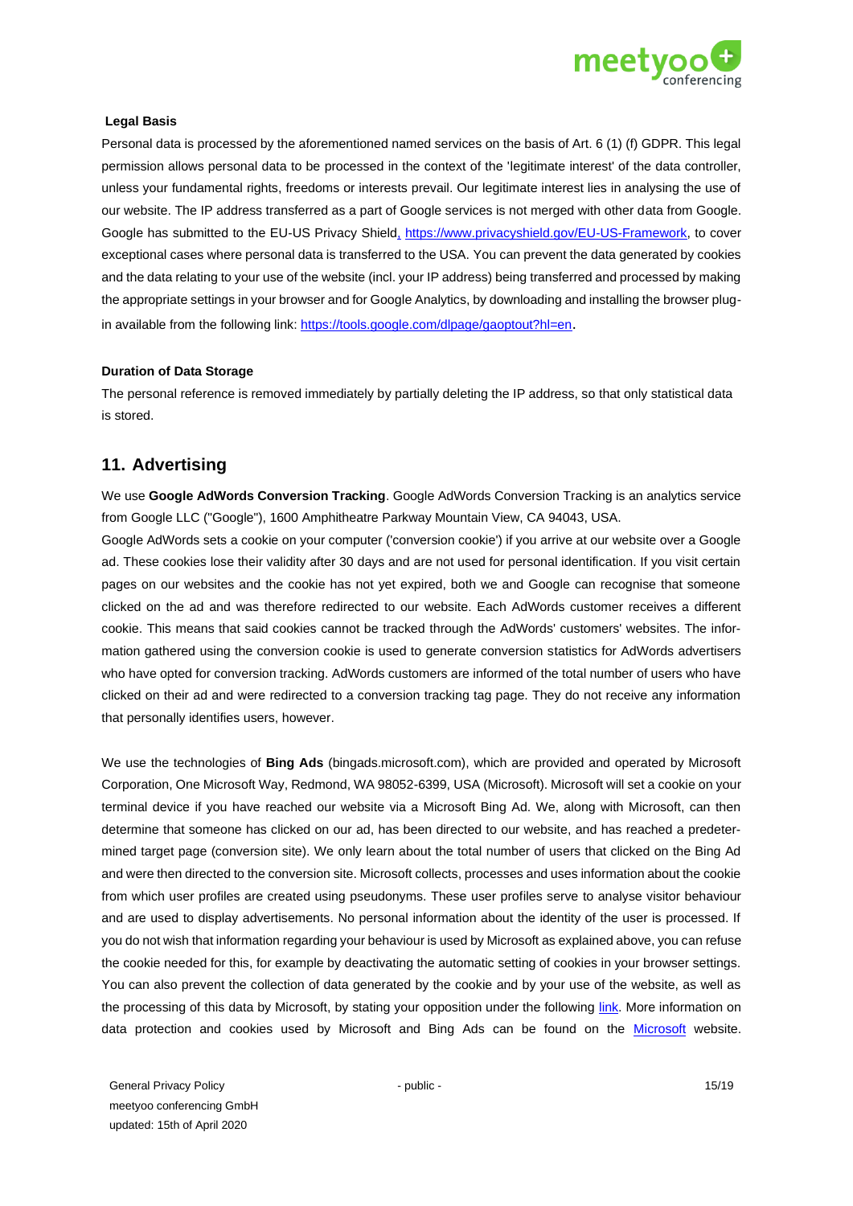**Legal Basis**

Personal data is processed by the aforementioned named services on the basis of Art. 6 (1) (f) GDPR. This legal permission allows personal data to be processed in the context of the 'legitimate interest' of the data controller, unless your fundamental rights, freedoms or interests prevail. Our legitimate interest lies in analysing the use of our website. The IP address transferred as a part of Google services is not merged with other data from Google. Google has submitted to the EU-US Privacy Shield, https://www.privacyshield.gov/EU-US-Framework, to cover exceptional cases where personal data is transferred to the USA. You can prevent the data generated by cookies and the data relating to your use of the website (incl. your IP address) being transferred and processed by making the appropriate settings in your browser and for Google Analytics, by downloading and installing the browser plug-in available from the following link: https://tools.google.com/dlpage/gaoptout?hl=en.

**Duration of Data Storage**

The personal reference is removed immediately by partially deleting the IP address, so that only statistical data is stored.

## 11. Advertising

We use **Google AdWords Conversion Tracking**. Google AdWords Conversion Tracking is an analytics service from Google LLC ("Google"), 1600 Amphitheatre Parkway Mountain View, CA 94043, USA.
Google AdWords sets a cookie on your computer ('conversion cookie') if you arrive at our website over a Google ad. These cookies lose their validity after 30 days and are not used for personal identification. If you visit certain pages on our websites and the cookie has not yet expired, both we and Google can recognise that someone clicked on the ad and was therefore redirected to our website. Each AdWords customer receives a different cookie. This means that said cookies cannot be tracked through the AdWords' customers' websites. The information gathered using the conversion cookie is used to generate conversion statistics for AdWords advertisers who have opted for conversion tracking. AdWords customers are informed of the total number of users who have clicked on their ad and were redirected to a conversion tracking tag page. They do not receive any information that personally identifies users, however.

We use the technologies of **Bing Ads** (bingads.microsoft.com), which are provided and operated by Microsoft Corporation, One Microsoft Way, Redmond, WA 98052-6399, USA (Microsoft). Microsoft will set a cookie on your terminal device if you have reached our website via a Microsoft Bing Ad. We, along with Microsoft, can then determine that someone has clicked on our ad, has been directed to our website, and has reached a predetermined target page (conversion site). We only learn about the total number of users that clicked on the Bing Ad and were then directed to the conversion site. Microsoft collects, processes and uses information about the cookie from which user profiles are created using pseudonyms. These user profiles serve to analyse visitor behaviour and are used to display advertisements. No personal information about the identity of the user is processed. If you do not wish that information regarding your behaviour is used by Microsoft as explained above, you can refuse the cookie needed for this, for example by deactivating the automatic setting of cookies in your browser settings. You can also prevent the collection of data generated by the cookie and by your use of the website, as well as the processing of this data by Microsoft, by stating your opposition under the following link. More information on data protection and cookies used by Microsoft and Bing Ads can be found on the Microsoft website.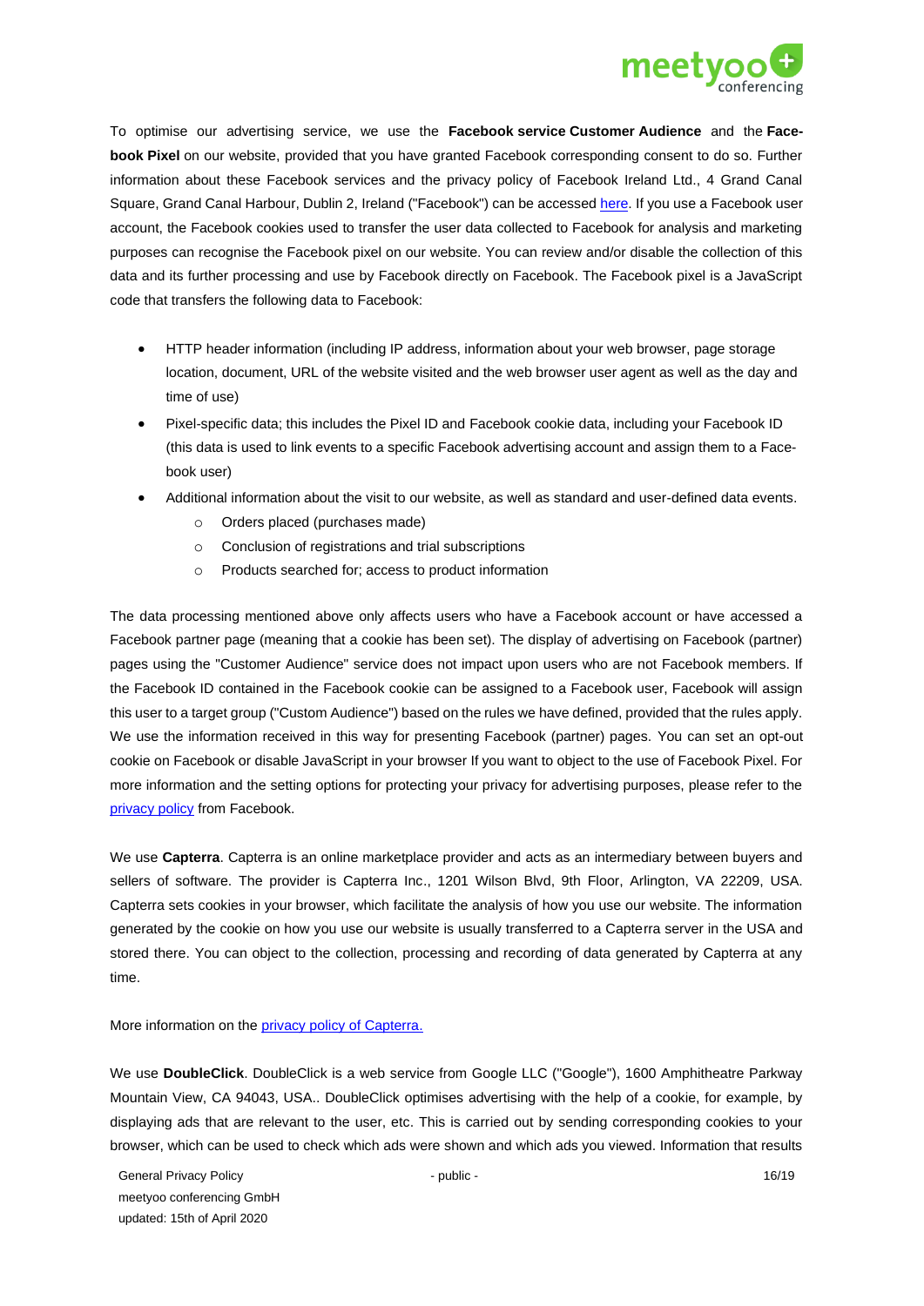To optimise our advertising service, we use the **Facebook service Customer Audience** and the **Facebook Pixel** on our website, provided that you have granted Facebook corresponding consent to do so. Further information about these Facebook services and the privacy policy of Facebook Ireland Ltd., 4 Grand Canal Square, Grand Canal Harbour, Dublin 2, Ireland ("Facebook") can be accessed here. If you use a Facebook user account, the Facebook cookies used to transfer the user data collected to Facebook for analysis and marketing purposes can recognise the Facebook pixel on our website. You can review and/or disable the collection of this data and its further processing and use by Facebook directly on Facebook. The Facebook pixel is a JavaScript code that transfers the following data to Facebook:

- HTTP header information (including IP address, information about your web browser, page storage location, document, URL of the website visited and the web browser user agent as well as the day and time of use)
- Pixel-specific data; this includes the Pixel ID and Facebook cookie data, including your Facebook ID (this data is used to link events to a specific Facebook advertising account and assign them to a Facebook user)
- Additional information about the visit to our website, as well as standard and user-defined data events.
  - Orders placed (purchases made)
  - Conclusion of registrations and trial subscriptions
  - Products searched for; access to product information

The data processing mentioned above only affects users who have a Facebook account or have accessed a Facebook partner page (meaning that a cookie has been set). The display of advertising on Facebook (partner) pages using the "Customer Audience" service does not impact upon users who are not Facebook members. If the Facebook ID contained in the Facebook cookie can be assigned to a Facebook user, Facebook will assign this user to a target group ("Custom Audience") based on the rules we have defined, provided that the rules apply. We use the information received in this way for presenting Facebook (partner) pages. You can set an opt-out cookie on Facebook or disable JavaScript in your browser If you want to object to the use of Facebook Pixel. For more information and the setting options for protecting your privacy for advertising purposes, please refer to the privacy policy from Facebook.

We use **Capterra**. Capterra is an online marketplace provider and acts as an intermediary between buyers and sellers of software. The provider is Capterra Inc., 1201 Wilson Blvd, 9th Floor, Arlington, VA 22209, USA. Capterra sets cookies in your browser, which facilitate the analysis of how you use our website. The information generated by the cookie on how you use our website is usually transferred to a Capterra server in the USA and stored there. You can object to the collection, processing and recording of data generated by Capterra at any time.

More information on the privacy policy of Capterra.

We use **DoubleClick**. DoubleClick is a web service from Google LLC ("Google"), 1600 Amphitheatre Parkway Mountain View, CA 94043, USA.. DoubleClick optimises advertising with the help of a cookie, for example, by displaying ads that are relevant to the user, etc. This is carried out by sending corresponding cookies to your browser, which can be used to check which ads were shown and which ads you viewed. Information that results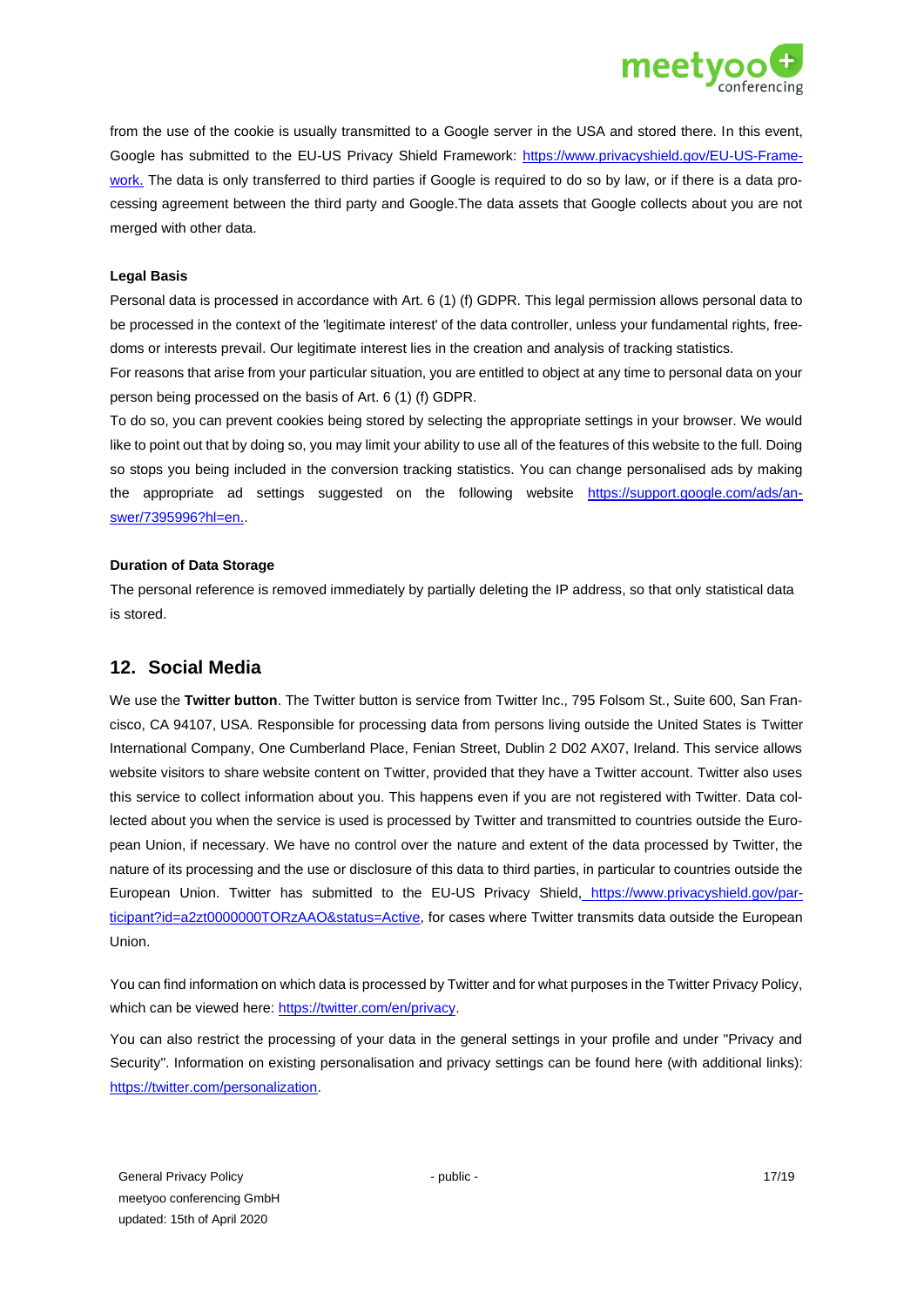from the use of the cookie is usually transmitted to a Google server in the USA and stored there. In this event, Google has submitted to the EU-US Privacy Shield Framework: [https://www.privacyshield.gov/EU-US-Framework.](https://www.privacyshield.gov/EU-US-Framework) The data is only transferred to third parties if Google is required to do so by law, or if there is a data processing agreement between the third party and Google.The data assets that Google collects about you are not merged with other data.

**Legal Basis**

Personal data is processed in accordance with Art. 6 (1) (f) GDPR. This legal permission allows personal data to be processed in the context of the 'legitimate interest' of the data controller, unless your fundamental rights, freedoms or interests prevail. Our legitimate interest lies in the creation and analysis of tracking statistics.

For reasons that arise from your particular situation, you are entitled to object at any time to personal data on your person being processed on the basis of Art. 6 (1) (f) GDPR.

To do so, you can prevent cookies being stored by selecting the appropriate settings in your browser. We would like to point out that by doing so, you may limit your ability to use all of the features of this website to the full. Doing so stops you being included in the conversion tracking statistics. You can change personalised ads by making the appropriate ad settings suggested on the following website [https://support.google.com/ads/answer/7395996?hl=en.](https://support.google.com/ads/answer/7395996?hl=en).

**Duration of Data Storage**

The personal reference is removed immediately by partially deleting the IP address, so that only statistical data is stored.

## 12. Social Media

We use the **Twitter button**. The Twitter button is service from Twitter Inc., 795 Folsom St., Suite 600, San Francisco, CA 94107, USA. Responsible for processing data from persons living outside the United States is Twitter International Company, One Cumberland Place, Fenian Street, Dublin 2 D02 AX07, Ireland. This service allows website visitors to share website content on Twitter, provided that they have a Twitter account. Twitter also uses this service to collect information about you. This happens even if you are not registered with Twitter. Data collected about you when the service is used is processed by Twitter and transmitted to countries outside the European Union, if necessary. We have no control over the nature and extent of the data processed by Twitter, the nature of its processing and the use or disclosure of this data to third parties, in particular to countries outside the European Union. Twitter has submitted to the EU-US Privacy Shield, [https://www.privacyshield.gov/participant?id=a2zt0000000TORzAAO&status=Active](https://www.privacyshield.gov/participant?id=a2zt0000000TORzAAO&status=Active), for cases where Twitter transmits data outside the European Union.

You can find information on which data is processed by Twitter and for what purposes in the Twitter Privacy Policy, which can be viewed here: [https://twitter.com/en/privacy](https://twitter.com/en/privacy).

You can also restrict the processing of your data in the general settings in your profile and under "Privacy and Security". Information on existing personalisation and privacy settings can be found here (with additional links): [https://twitter.com/personalization](https://twitter.com/personalization).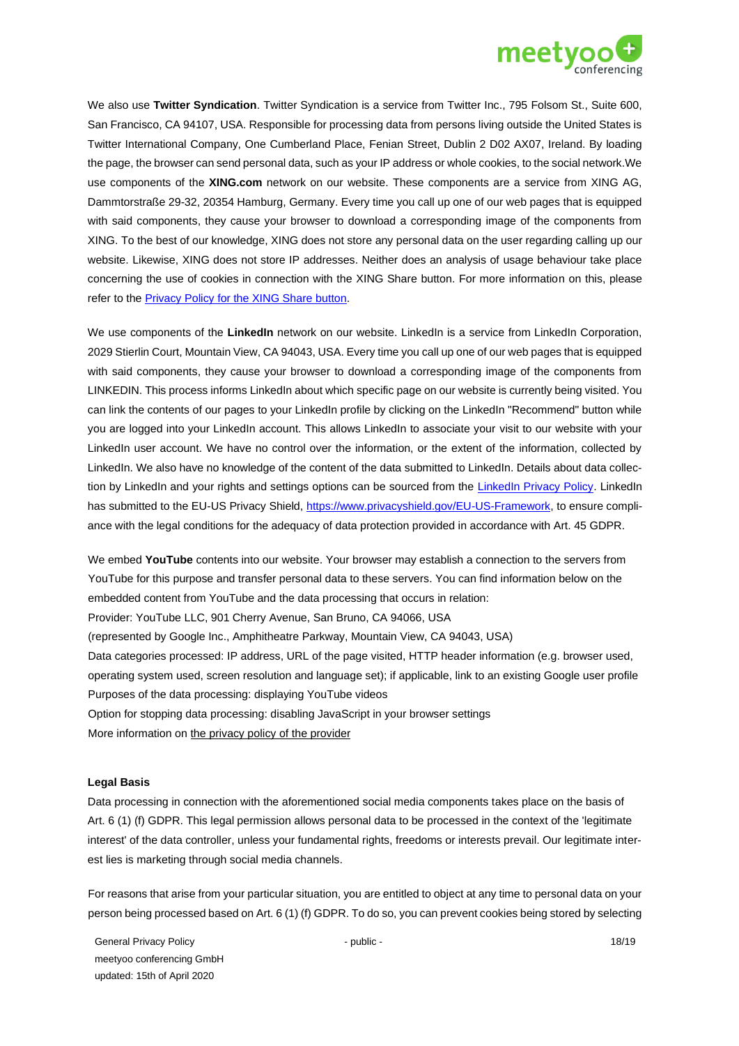We also use **Twitter Syndication**. Twitter Syndication is a service from Twitter Inc., 795 Folsom St., Suite 600, San Francisco, CA 94107, USA. Responsible for processing data from persons living outside the United States is Twitter International Company, One Cumberland Place, Fenian Street, Dublin 2 D02 AX07, Ireland. By loading the page, the browser can send personal data, such as your IP address or whole cookies, to the social network.We use components of the **XING.com** network on our website. These components are a service from XING AG, Dammtorstraße 29-32, 20354 Hamburg, Germany. Every time you call up one of our web pages that is equipped with said components, they cause your browser to download a corresponding image of the components from XING. To the best of our knowledge, XING does not store any personal data on the user regarding calling up our website. Likewise, XING does not store IP addresses. Neither does an analysis of usage behaviour take place concerning the use of cookies in connection with the XING Share button. For more information on this, please refer to the [Privacy Policy for the XING Share button](Privacy Policy for the XING Share button).

We use components of the **LinkedIn** network on our website. LinkedIn is a service from LinkedIn Corporation, 2029 Stierlin Court, Mountain View, CA 94043, USA. Every time you call up one of our web pages that is equipped with said components, they cause your browser to download a corresponding image of the components from LINKEDIN. This process informs LinkedIn about which specific page on our website is currently being visited. You can link the contents of our pages to your LinkedIn profile by clicking on the LinkedIn "Recommend" button while you are logged into your LinkedIn account. This allows LinkedIn to associate your visit to our website with your LinkedIn user account. We have no control over the information, or the extent of the information, collected by LinkedIn. We also have no knowledge of the content of the data submitted to LinkedIn. Details about data collection by LinkedIn and your rights and settings options can be sourced from the [LinkedIn Privacy Policy](LinkedIn Privacy Policy). LinkedIn has submitted to the EU-US Privacy Shield, https://www.privacyshield.gov/EU-US-Framework, to ensure compliance with the legal conditions for the adequacy of data protection provided in accordance with Art. 45 GDPR.

We embed **YouTube** contents into our website. Your browser may establish a connection to the servers from YouTube for this purpose and transfer personal data to these servers. You can find information below on the embedded content from YouTube and the data processing that occurs in relation:
Provider: YouTube LLC, 901 Cherry Avenue, San Bruno, CA 94066, USA
(represented by Google Inc., Amphitheatre Parkway, Mountain View, CA 94043, USA)
Data categories processed: IP address, URL of the page visited, HTTP header information (e.g. browser used, operating system used, screen resolution and language set); if applicable, link to an existing Google user profile
Purposes of the data processing: displaying YouTube videos
Option for stopping data processing: disabling JavaScript in your browser settings
More information on the privacy policy of the provider

**Legal Basis**

Data processing in connection with the aforementioned social media components takes place on the basis of Art. 6 (1) (f) GDPR. This legal permission allows personal data to be processed in the context of the 'legitimate interest' of the data controller, unless your fundamental rights, freedoms or interests prevail. Our legitimate interest lies is marketing through social media channels.

For reasons that arise from your particular situation, you are entitled to object at any time to personal data on your person being processed based on Art. 6 (1) (f) GDPR. To do so, you can prevent cookies being stored by selecting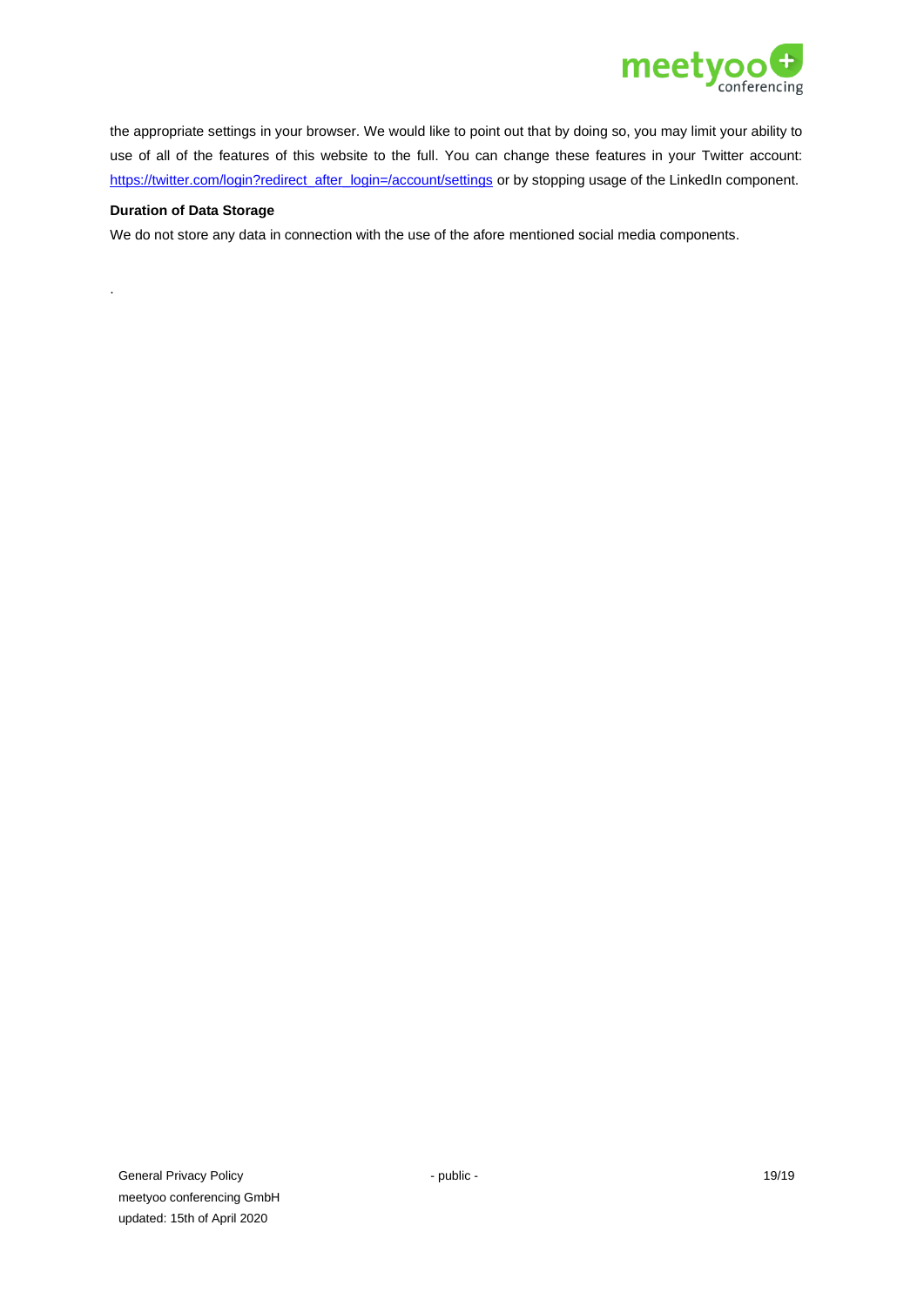the appropriate settings in your browser. We would like to point out that by doing so, you may limit your ability to use of all of the features of this website to the full. You can change these features in your Twitter account: https://twitter.com/login?redirect_after_login=/account/settings or by stopping usage of the LinkedIn component.

**Duration of Data Storage**

We do not store any data in connection with the use of the afore mentioned social media components.

.